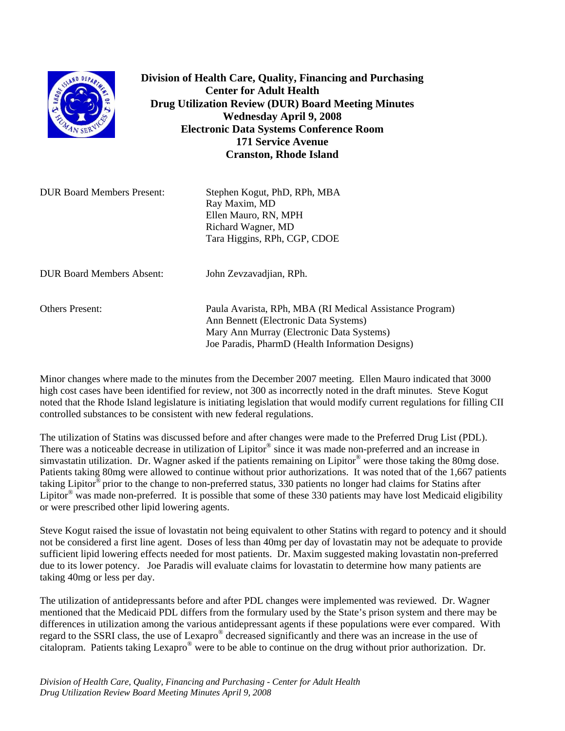**Division of Health Care, Quality, Financing and Purchasing**
**Center for Adult Health**
**Drug Utilization Review (DUR) Board Meeting Minutes**
**Wednesday April 9, 2008**
**Electronic Data Systems Conference Room**
**171 Service Avenue**
**Cranston, Rhode Island**

DUR Board Members Present: Stephen Kogut, PhD, RPh, MBA
Ray Maxim, MD
Ellen Mauro, RN, MPH
Richard Wagner, MD
Tara Higgins, RPh, CGP, CDOE

DUR Board Members Absent: John Zevzavadjian, RPh.

Others Present: Paula Avarista, RPh, MBA (RI Medical Assistance Program)
Ann Bennett (Electronic Data Systems)
Mary Ann Murray (Electronic Data Systems)
Joe Paradis, PharmD (Health Information Designs)

Minor changes where made to the minutes from the December 2007 meeting. Ellen Mauro indicated that 3000 high cost cases have been identified for review, not 300 as incorrectly noted in the draft minutes. Steve Kogut noted that the Rhode Island legislature is initiating legislation that would modify current regulations for filling CII controlled substances to be consistent with new federal regulations.

The utilization of Statins was discussed before and after changes were made to the Preferred Drug List (PDL). There was a noticeable decrease in utilization of Lipitor® since it was made non-preferred and an increase in simvastatin utilization. Dr. Wagner asked if the patients remaining on Lipitor® were those taking the 80mg dose. Patients taking 80mg were allowed to continue without prior authorizations. It was noted that of the 1,667 patients taking Lipitor® prior to the change to non-preferred status, 330 patients no longer had claims for Statins after Lipitor® was made non-preferred. It is possible that some of these 330 patients may have lost Medicaid eligibility or were prescribed other lipid lowering agents.

Steve Kogut raised the issue of lovastatin not being equivalent to other Statins with regard to potency and it should not be considered a first line agent. Doses of less than 40mg per day of lovastatin may not be adequate to provide sufficient lipid lowering effects needed for most patients. Dr. Maxim suggested making lovastatin non-preferred due to its lower potency. Joe Paradis will evaluate claims for lovastatin to determine how many patients are taking 40mg or less per day.

The utilization of antidepressants before and after PDL changes were implemented was reviewed. Dr. Wagner mentioned that the Medicaid PDL differs from the formulary used by the State's prison system and there may be differences in utilization among the various antidepressant agents if these populations were ever compared. With regard to the SSRI class, the use of Lexapro® decreased significantly and there was an increase in the use of citalopram. Patients taking Lexapro® were to be able to continue on the drug without prior authorization. Dr.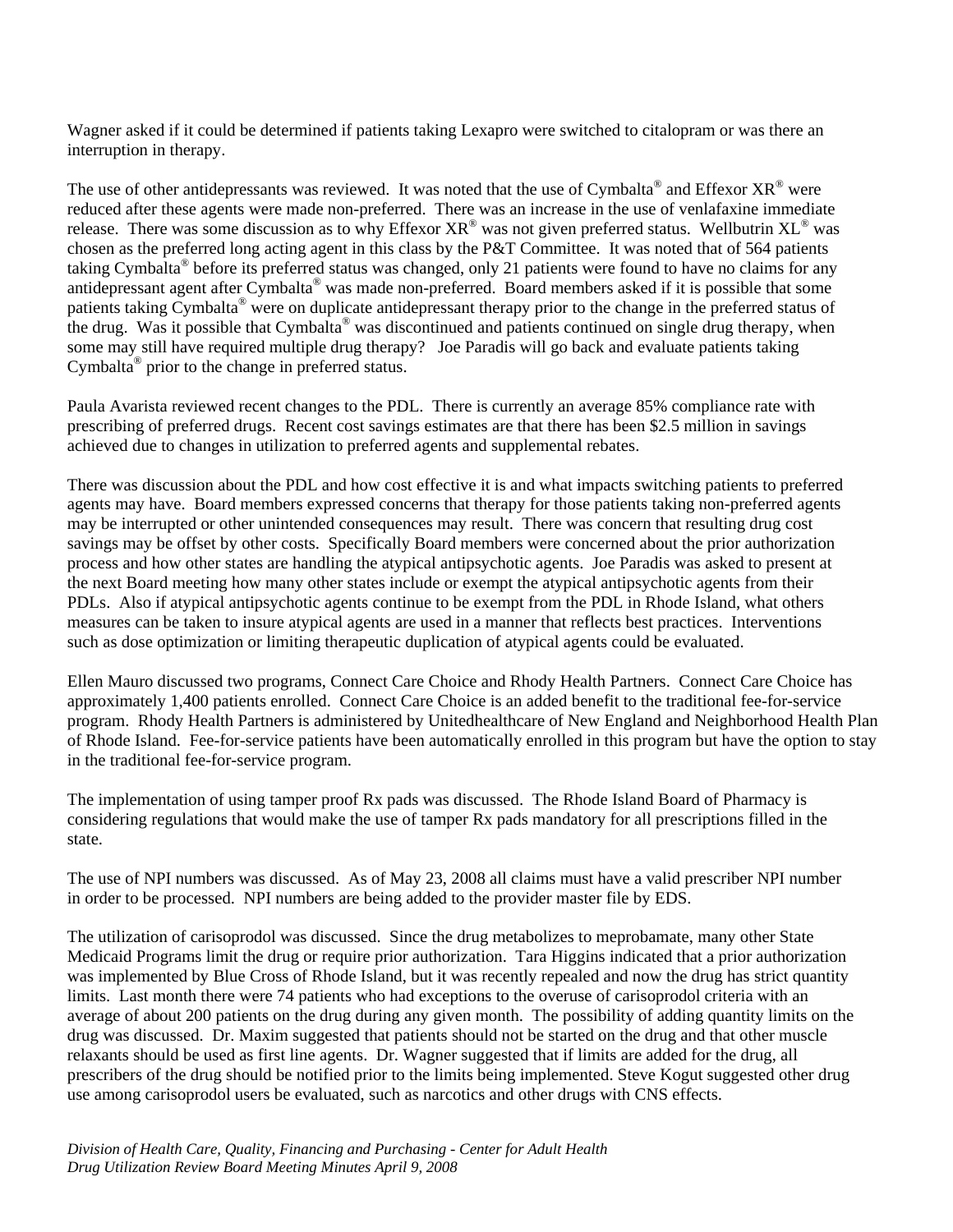Wagner asked if it could be determined if patients taking Lexapro were switched to citalopram or was there an interruption in therapy.

The use of other antidepressants was reviewed. It was noted that the use of Cymbalta® and Effexor XR® were reduced after these agents were made non-preferred. There was an increase in the use of venlafaxine immediate release. There was some discussion as to why Effexor XR® was not given preferred status. Wellbutrin XL® was chosen as the preferred long acting agent in this class by the P&T Committee. It was noted that of 564 patients taking Cymbalta® before its preferred status was changed, only 21 patients were found to have no claims for any antidepressant agent after Cymbalta® was made non-preferred. Board members asked if it is possible that some patients taking Cymbalta® were on duplicate antidepressant therapy prior to the change in the preferred status of the drug. Was it possible that Cymbalta® was discontinued and patients continued on single drug therapy, when some may still have required multiple drug therapy? Joe Paradis will go back and evaluate patients taking Cymbalta® prior to the change in preferred status.

Paula Avarista reviewed recent changes to the PDL. There is currently an average 85% compliance rate with prescribing of preferred drugs. Recent cost savings estimates are that there has been $2.5 million in savings achieved due to changes in utilization to preferred agents and supplemental rebates.

There was discussion about the PDL and how cost effective it is and what impacts switching patients to preferred agents may have. Board members expressed concerns that therapy for those patients taking non-preferred agents may be interrupted or other unintended consequences may result. There was concern that resulting drug cost savings may be offset by other costs. Specifically Board members were concerned about the prior authorization process and how other states are handling the atypical antipsychotic agents. Joe Paradis was asked to present at the next Board meeting how many other states include or exempt the atypical antipsychotic agents from their PDLs. Also if atypical antipsychotic agents continue to be exempt from the PDL in Rhode Island, what others measures can be taken to insure atypical agents are used in a manner that reflects best practices. Interventions such as dose optimization or limiting therapeutic duplication of atypical agents could be evaluated.

Ellen Mauro discussed two programs, Connect Care Choice and Rhody Health Partners. Connect Care Choice has approximately 1,400 patients enrolled. Connect Care Choice is an added benefit to the traditional fee-for-service program. Rhody Health Partners is administered by Unitedhealthcare of New England and Neighborhood Health Plan of Rhode Island. Fee-for-service patients have been automatically enrolled in this program but have the option to stay in the traditional fee-for-service program.

The implementation of using tamper proof Rx pads was discussed. The Rhode Island Board of Pharmacy is considering regulations that would make the use of tamper Rx pads mandatory for all prescriptions filled in the state.

The use of NPI numbers was discussed. As of May 23, 2008 all claims must have a valid prescriber NPI number in order to be processed. NPI numbers are being added to the provider master file by EDS.

The utilization of carisoprodol was discussed. Since the drug metabolizes to meprobamate, many other State Medicaid Programs limit the drug or require prior authorization. Tara Higgins indicated that a prior authorization was implemented by Blue Cross of Rhode Island, but it was recently repealed and now the drug has strict quantity limits. Last month there were 74 patients who had exceptions to the overuse of carisoprodol criteria with an average of about 200 patients on the drug during any given month. The possibility of adding quantity limits on the drug was discussed. Dr. Maxim suggested that patients should not be started on the drug and that other muscle relaxants should be used as first line agents. Dr. Wagner suggested that if limits are added for the drug, all prescribers of the drug should be notified prior to the limits being implemented. Steve Kogut suggested other drug use among carisoprodol users be evaluated, such as narcotics and other drugs with CNS effects.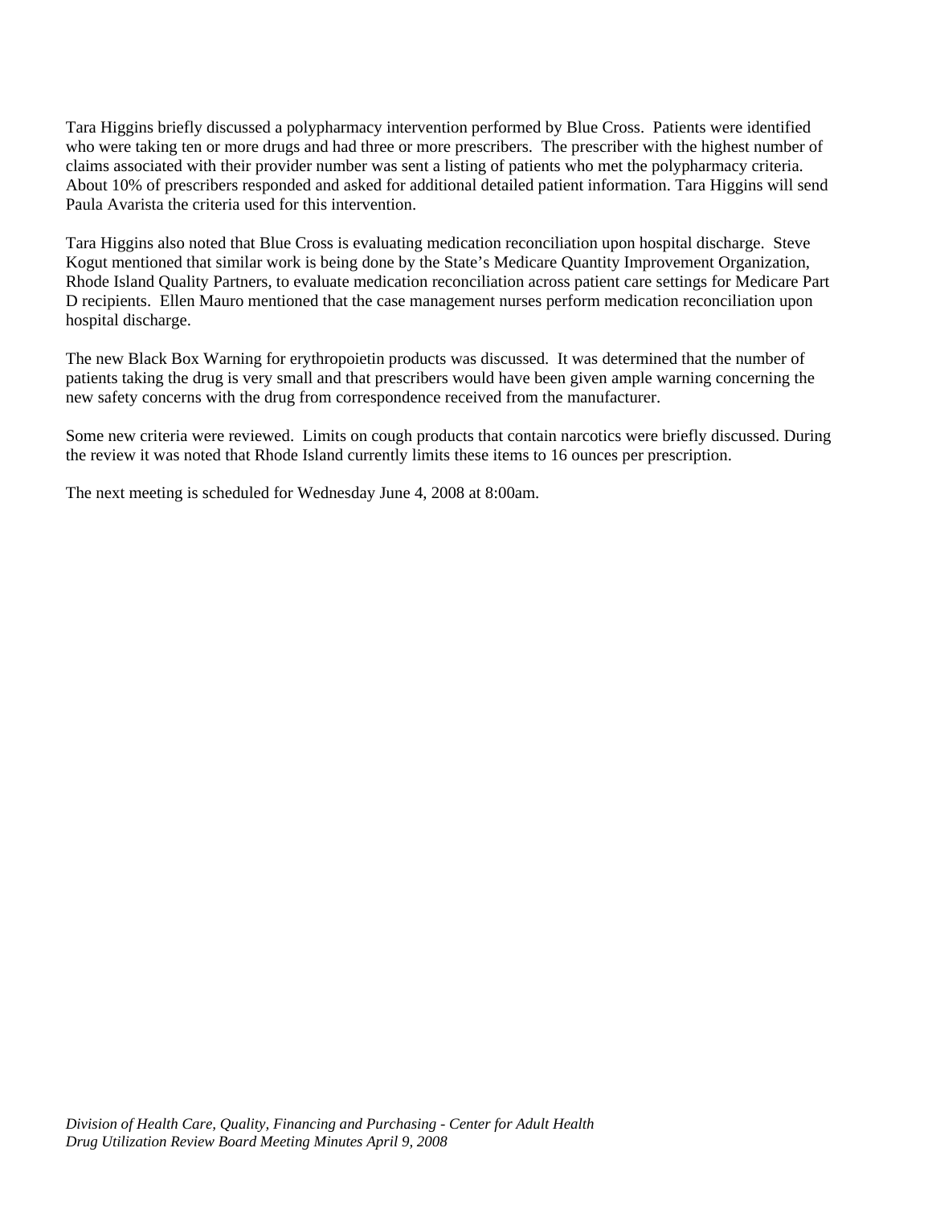Tara Higgins briefly discussed a polypharmacy intervention performed by Blue Cross. Patients were identified who were taking ten or more drugs and had three or more prescribers. The prescriber with the highest number of claims associated with their provider number was sent a listing of patients who met the polypharmacy criteria. About 10% of prescribers responded and asked for additional detailed patient information. Tara Higgins will send Paula Avarista the criteria used for this intervention.

Tara Higgins also noted that Blue Cross is evaluating medication reconciliation upon hospital discharge. Steve Kogut mentioned that similar work is being done by the State's Medicare Quantity Improvement Organization, Rhode Island Quality Partners, to evaluate medication reconciliation across patient care settings for Medicare Part D recipients. Ellen Mauro mentioned that the case management nurses perform medication reconciliation upon hospital discharge.

The new Black Box Warning for erythropoietin products was discussed. It was determined that the number of patients taking the drug is very small and that prescribers would have been given ample warning concerning the new safety concerns with the drug from correspondence received from the manufacturer.

Some new criteria were reviewed. Limits on cough products that contain narcotics were briefly discussed. During the review it was noted that Rhode Island currently limits these items to 16 ounces per prescription.

The next meeting is scheduled for Wednesday June 4, 2008 at 8:00am.